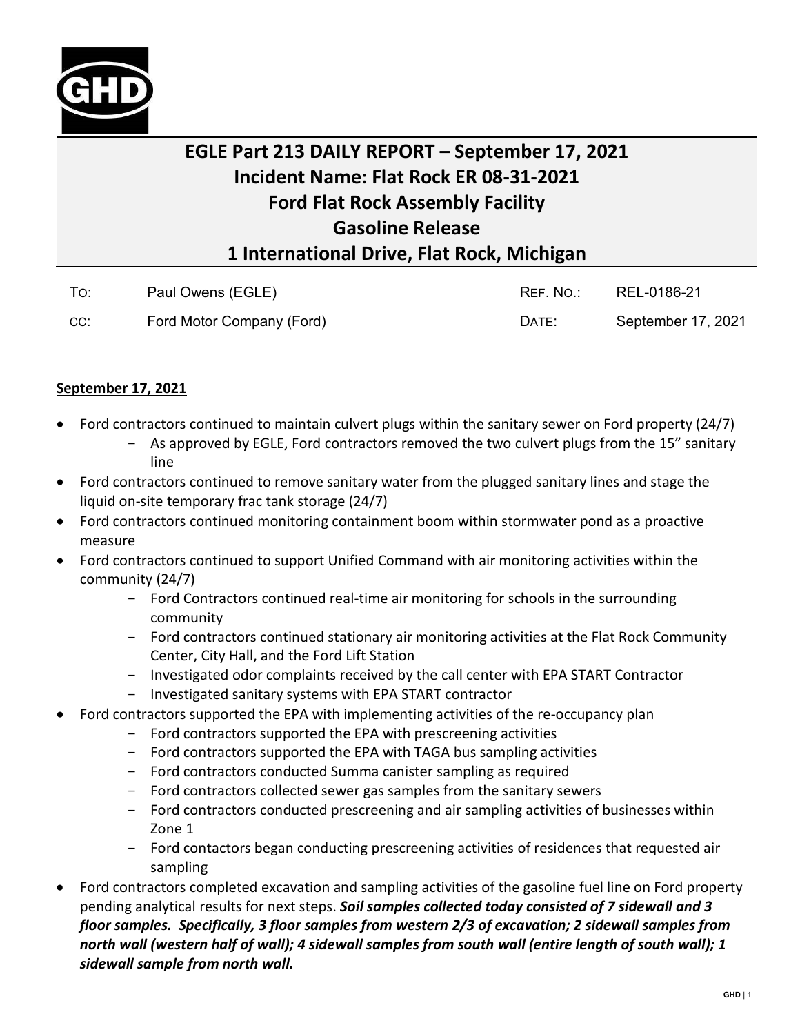# EGLE Part 213 DAILY REPORT – September 17, 2021
# Incident Name: Flat Rock ER 08-31-2021
# Ford Flat Rock Assembly Facility
# Gasoline Release
# 1 International Drive, Flat Rock, Michigan

| | | | |
|---|---|---|---|
| TO: | Paul Owens (EGLE) | REF. NO.: | REL-0186-21 |
| CC: | Ford Motor Company (Ford) | DATE: | September 17, 2021 |

**September 17, 2021**

- Ford contractors continued to maintain culvert plugs within the sanitary sewer on Ford property (24/7)
  - As approved by EGLE, Ford contractors removed the two culvert plugs from the 15" sanitary line
- Ford contractors continued to remove sanitary water from the plugged sanitary lines and stage the liquid on-site temporary frac tank storage (24/7)
- Ford contractors continued monitoring containment boom within stormwater pond as a proactive measure
- Ford contractors continued to support Unified Command with air monitoring activities within the community (24/7)
  - Ford Contractors continued real-time air monitoring for schools in the surrounding community
  - Ford contractors continued stationary air monitoring activities at the Flat Rock Community Center, City Hall, and the Ford Lift Station
  - Investigated odor complaints received by the call center with EPA START Contractor
  - Investigated sanitary systems with EPA START contractor
- Ford contractors supported the EPA with implementing activities of the re-occupancy plan
  - Ford contractors supported the EPA with prescreening activities
  - Ford contractors supported the EPA with TAGA bus sampling activities
  - Ford contractors conducted Summa canister sampling as required
  - Ford contractors collected sewer gas samples from the sanitary sewers
  - Ford contractors conducted prescreening and air sampling activities of businesses within Zone 1
  - Ford contactors began conducting prescreening activities of residences that requested air sampling
- Ford contractors completed excavation and sampling activities of the gasoline fuel line on Ford property pending analytical results for next steps. ***Soil samples collected today consisted of 7 sidewall and 3 floor samples. Specifically, 3 floor samples from western 2/3 of excavation; 2 sidewall samples from north wall (western half of wall); 4 sidewall samples from south wall (entire length of south wall); 1 sidewall sample from north wall.***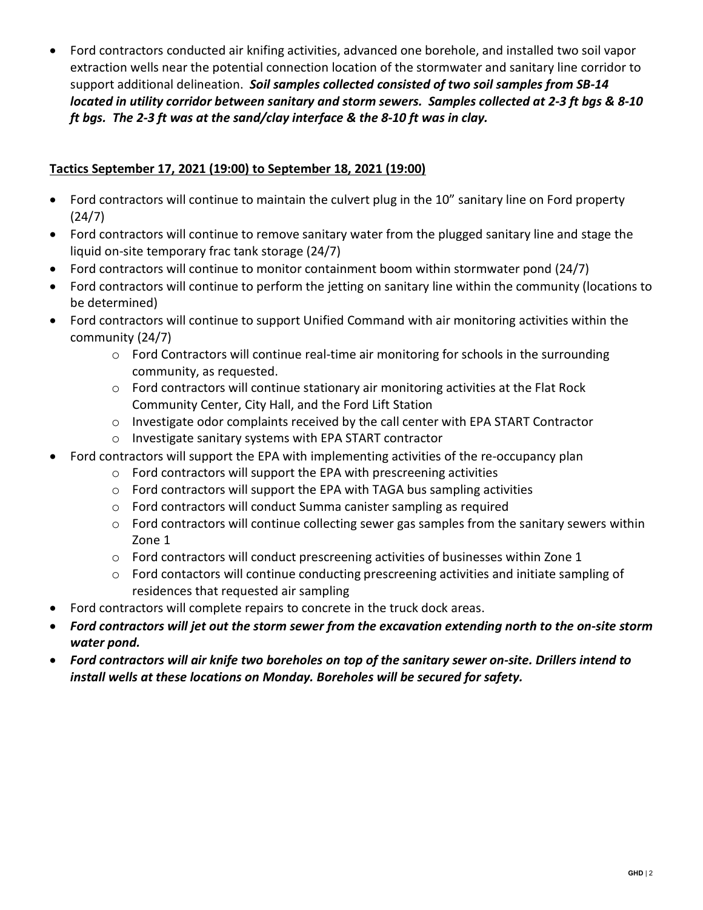- Ford contractors conducted air knifing activities, advanced one borehole, and installed two soil vapor extraction wells near the potential connection location of the stormwater and sanitary line corridor to support additional delineation. ***Soil samples collected consisted of two soil samples from SB-14 located in utility corridor between sanitary and storm sewers. Samples collected at 2-3 ft bgs & 8-10 ft bgs. The 2-3 ft was at the sand/clay interface & the 8-10 ft was in clay.***

**Tactics September 17, 2021 (19:00) to September 18, 2021 (19:00)**

- Ford contractors will continue to maintain the culvert plug in the 10" sanitary line on Ford property (24/7)
- Ford contractors will continue to remove sanitary water from the plugged sanitary line and stage the liquid on-site temporary frac tank storage (24/7)
- Ford contractors will continue to monitor containment boom within stormwater pond (24/7)
- Ford contractors will continue to perform the jetting on sanitary line within the community (locations to be determined)
- Ford contractors will continue to support Unified Command with air monitoring activities within the community (24/7)
  - Ford Contractors will continue real-time air monitoring for schools in the surrounding community, as requested.
  - Ford contractors will continue stationary air monitoring activities at the Flat Rock Community Center, City Hall, and the Ford Lift Station
  - Investigate odor complaints received by the call center with EPA START Contractor
  - Investigate sanitary systems with EPA START contractor
- Ford contractors will support the EPA with implementing activities of the re-occupancy plan
  - Ford contractors will support the EPA with prescreening activities
  - Ford contractors will support the EPA with TAGA bus sampling activities
  - Ford contractors will conduct Summa canister sampling as required
  - Ford contractors will continue collecting sewer gas samples from the sanitary sewers within Zone 1
  - Ford contractors will conduct prescreening activities of businesses within Zone 1
  - Ford contactors will continue conducting prescreening activities and initiate sampling of residences that requested air sampling
- Ford contractors will complete repairs to concrete in the truck dock areas.
- ***Ford contractors will jet out the storm sewer from the excavation extending north to the on-site storm water pond.***
- ***Ford contractors will air knife two boreholes on top of the sanitary sewer on-site. Drillers intend to install wells at these locations on Monday. Boreholes will be secured for safety.***